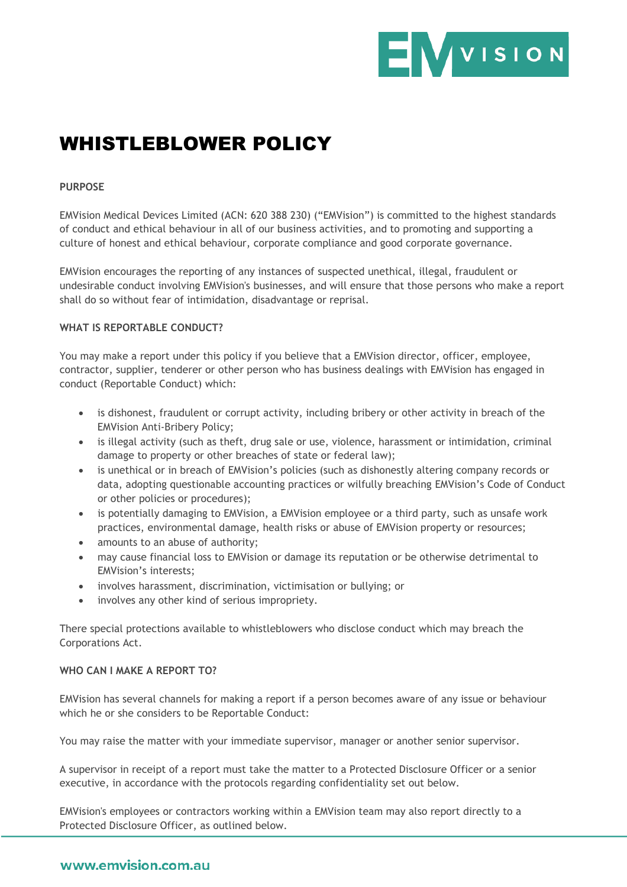# WHISTLEBLOWER POLICY

**PURPOSE**

EMVision Medical Devices Limited (ACN: 620 388 230) ("EMVision") is committed to the highest standards of conduct and ethical behaviour in all of our business activities, and to promoting and supporting a culture of honest and ethical behaviour, corporate compliance and good corporate governance.

EMVision encourages the reporting of any instances of suspected unethical, illegal, fraudulent or undesirable conduct involving EMVision's businesses, and will ensure that those persons who make a report shall do so without fear of intimidation, disadvantage or reprisal.

**WHAT IS REPORTABLE CONDUCT?**

You may make a report under this policy if you believe that a EMVision director, officer, employee, contractor, supplier, tenderer or other person who has business dealings with EMVision has engaged in conduct (Reportable Conduct) which:

- is dishonest, fraudulent or corrupt activity, including bribery or other activity in breach of the EMVision Anti-Bribery Policy;
- is illegal activity (such as theft, drug sale or use, violence, harassment or intimidation, criminal damage to property or other breaches of state or federal law);
- is unethical or in breach of EMVision's policies (such as dishonestly altering company records or data, adopting questionable accounting practices or wilfully breaching EMVision's Code of Conduct or other policies or procedures);
- is potentially damaging to EMVision, a EMVision employee or a third party, such as unsafe work practices, environmental damage, health risks or abuse of EMVision property or resources;
- amounts to an abuse of authority;
- may cause financial loss to EMVision or damage its reputation or be otherwise detrimental to EMVision's interests;
- involves harassment, discrimination, victimisation or bullying; or
- involves any other kind of serious impropriety.

There special protections available to whistleblowers who disclose conduct which may breach the Corporations Act.

**WHO CAN I MAKE A REPORT TO?**

EMVision has several channels for making a report if a person becomes aware of any issue or behaviour which he or she considers to be Reportable Conduct:

You may raise the matter with your immediate supervisor, manager or another senior supervisor.

A supervisor in receipt of a report must take the matter to a Protected Disclosure Officer or a senior executive, in accordance with the protocols regarding confidentiality set out below.

EMVision's employees or contractors working within a EMVision team may also report directly to a Protected Disclosure Officer, as outlined below.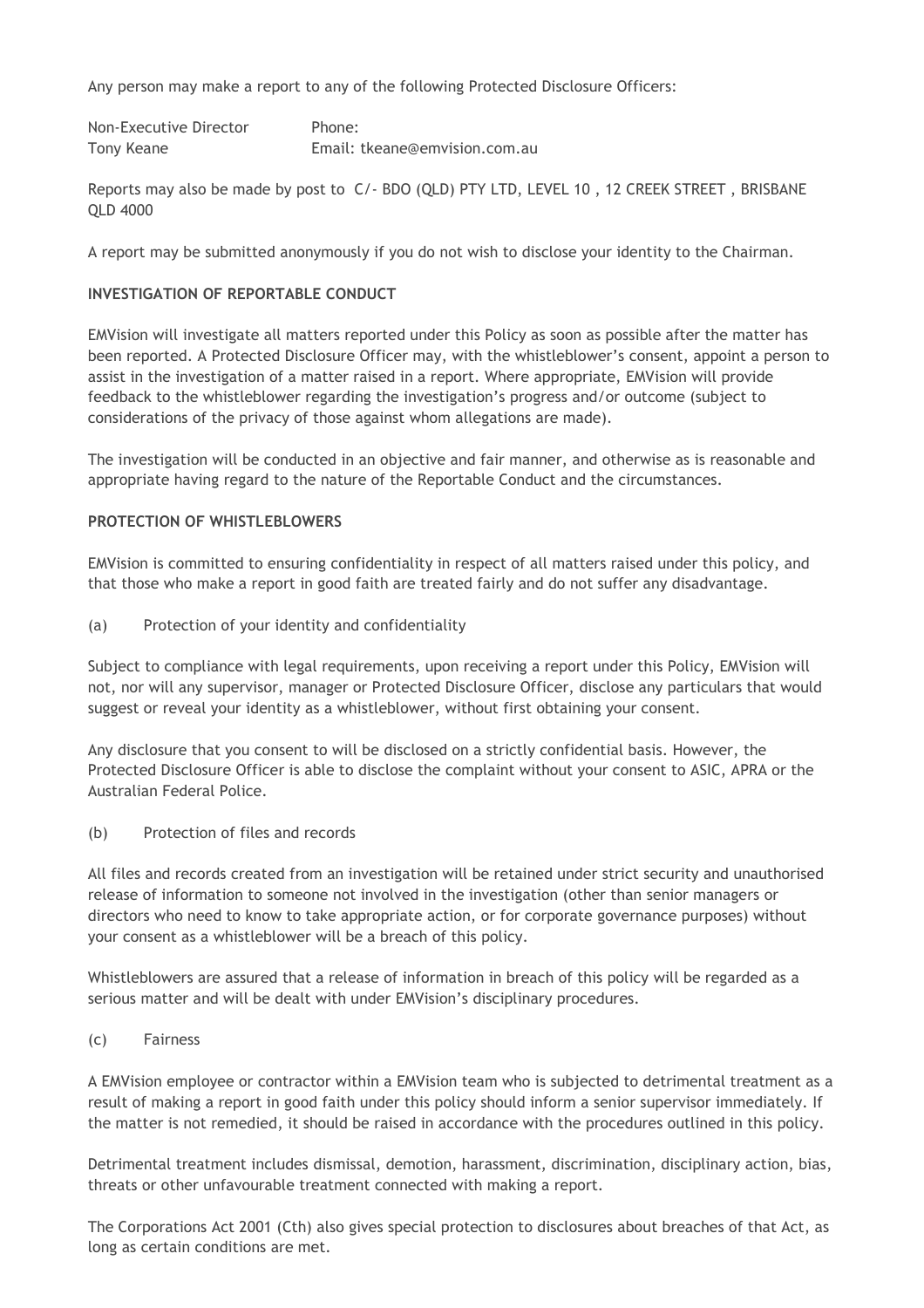Any person may make a report to any of the following Protected Disclosure Officers:

| Non-Executive Director | Phone: |
|---|---|
| Tony Keane | Email: tkeane@emvision.com.au |

Reports may also be made by post to C/- BDO (QLD) PTY LTD, LEVEL 10 , 12 CREEK STREET , BRISBANE QLD 4000

A report may be submitted anonymously if you do not wish to disclose your identity to the Chairman.

**INVESTIGATION OF REPORTABLE CONDUCT**

EMVision will investigate all matters reported under this Policy as soon as possible after the matter has been reported. A Protected Disclosure Officer may, with the whistleblower's consent, appoint a person to assist in the investigation of a matter raised in a report. Where appropriate, EMVision will provide feedback to the whistleblower regarding the investigation's progress and/or outcome (subject to considerations of the privacy of those against whom allegations are made).

The investigation will be conducted in an objective and fair manner, and otherwise as is reasonable and appropriate having regard to the nature of the Reportable Conduct and the circumstances.

**PROTECTION OF WHISTLEBLOWERS**

EMVision is committed to ensuring confidentiality in respect of all matters raised under this policy, and that those who make a report in good faith are treated fairly and do not suffer any disadvantage.

(a) Protection of your identity and confidentiality

Subject to compliance with legal requirements, upon receiving a report under this Policy, EMVision will not, nor will any supervisor, manager or Protected Disclosure Officer, disclose any particulars that would suggest or reveal your identity as a whistleblower, without first obtaining your consent.

Any disclosure that you consent to will be disclosed on a strictly confidential basis. However, the Protected Disclosure Officer is able to disclose the complaint without your consent to ASIC, APRA or the Australian Federal Police.

(b) Protection of files and records

All files and records created from an investigation will be retained under strict security and unauthorised release of information to someone not involved in the investigation (other than senior managers or directors who need to know to take appropriate action, or for corporate governance purposes) without your consent as a whistleblower will be a breach of this policy.

Whistleblowers are assured that a release of information in breach of this policy will be regarded as a serious matter and will be dealt with under EMVision's disciplinary procedures.

(c) Fairness

A EMVision employee or contractor within a EMVision team who is subjected to detrimental treatment as a result of making a report in good faith under this policy should inform a senior supervisor immediately. If the matter is not remedied, it should be raised in accordance with the procedures outlined in this policy.

Detrimental treatment includes dismissal, demotion, harassment, discrimination, disciplinary action, bias, threats or other unfavourable treatment connected with making a report.

The Corporations Act 2001 (Cth) also gives special protection to disclosures about breaches of that Act, as long as certain conditions are met.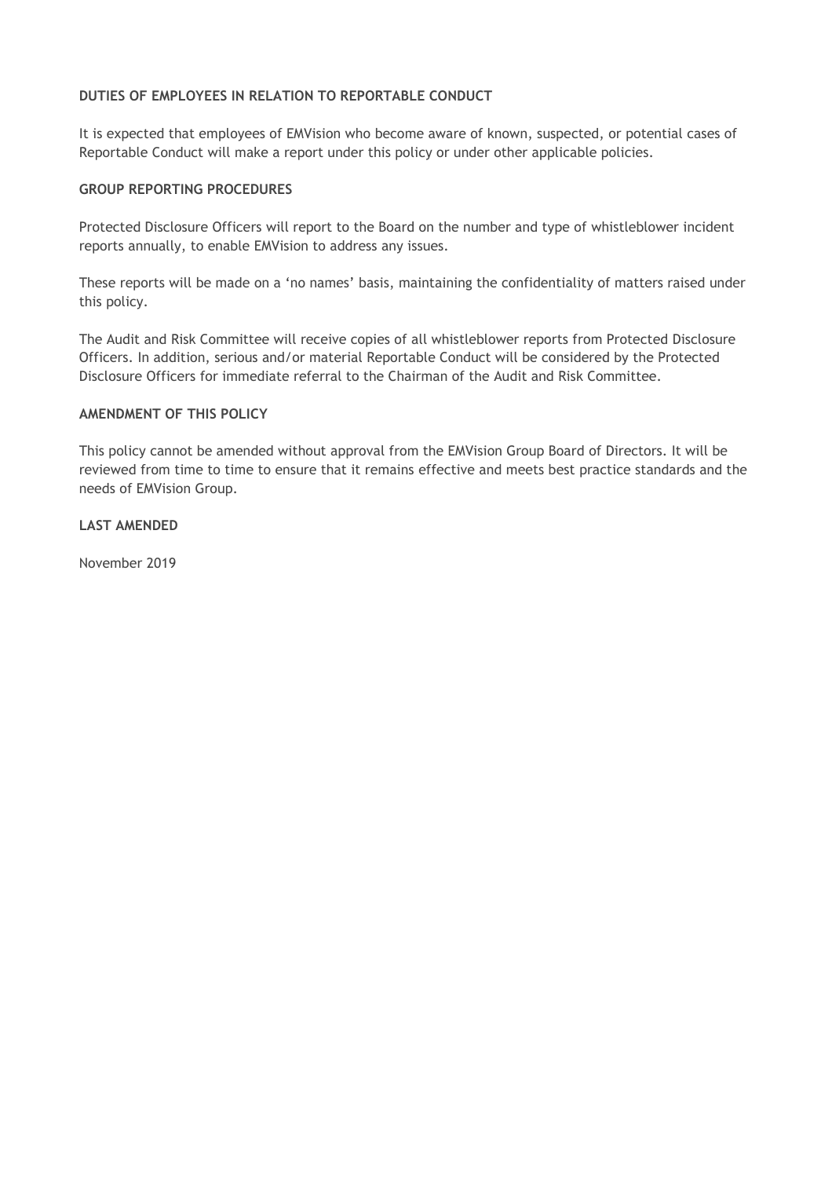**DUTIES OF EMPLOYEES IN RELATION TO REPORTABLE CONDUCT**

It is expected that employees of EMVision who become aware of known, suspected, or potential cases of Reportable Conduct will make a report under this policy or under other applicable policies.

**GROUP REPORTING PROCEDURES**

Protected Disclosure Officers will report to the Board on the number and type of whistleblower incident reports annually, to enable EMVision to address any issues.

These reports will be made on a 'no names' basis, maintaining the confidentiality of matters raised under this policy.

The Audit and Risk Committee will receive copies of all whistleblower reports from Protected Disclosure Officers. In addition, serious and/or material Reportable Conduct will be considered by the Protected Disclosure Officers for immediate referral to the Chairman of the Audit and Risk Committee.

**AMENDMENT OF THIS POLICY**

This policy cannot be amended without approval from the EMVision Group Board of Directors. It will be reviewed from time to time to ensure that it remains effective and meets best practice standards and the needs of EMVision Group.

**LAST AMENDED**

November 2019